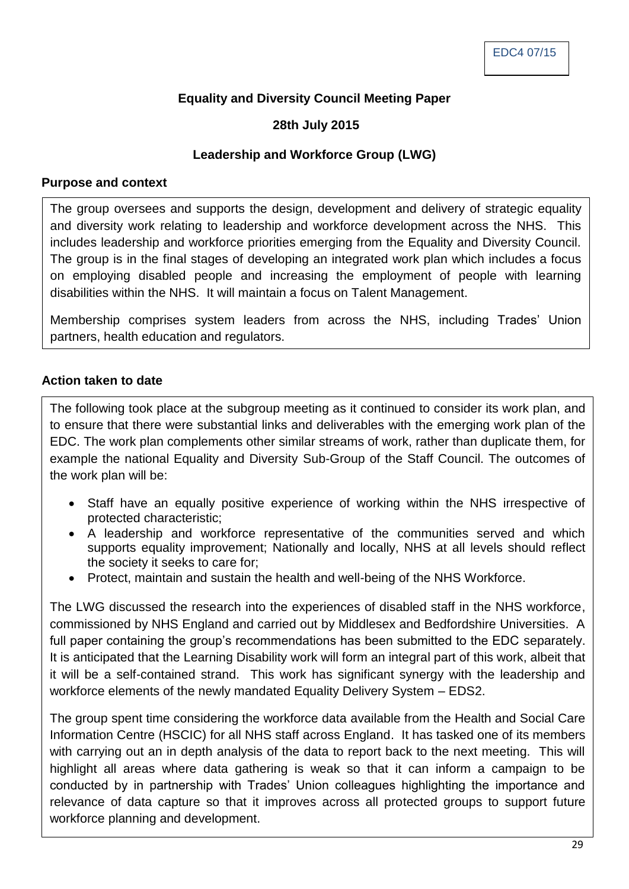EDC4 07/15

**Equality and Diversity Council Meeting Paper**

**28th July 2015**

**Leadership and Workforce Group (LWG)**

## Purpose and context

The group oversees and supports the design, development and delivery of strategic equality and diversity work relating to leadership and workforce development across the NHS. This includes leadership and workforce priorities emerging from the Equality and Diversity Council. The group is in the final stages of developing an integrated work plan which includes a focus on employing disabled people and increasing the employment of people with learning disabilities within the NHS. It will maintain a focus on Talent Management.

Membership comprises system leaders from across the NHS, including Trades' Union partners, health education and regulators.

## Action taken to date

The following took place at the subgroup meeting as it continued to consider its work plan, and to ensure that there were substantial links and deliverables with the emerging work plan of the EDC. The work plan complements other similar streams of work, rather than duplicate them, for example the national Equality and Diversity Sub-Group of the Staff Council. The outcomes of the work plan will be:

- Staff have an equally positive experience of working within the NHS irrespective of protected characteristic;
- A leadership and workforce representative of the communities served and which supports equality improvement; Nationally and locally, NHS at all levels should reflect the society it seeks to care for;
- Protect, maintain and sustain the health and well-being of the NHS Workforce.

The LWG discussed the research into the experiences of disabled staff in the NHS workforce, commissioned by NHS England and carried out by Middlesex and Bedfordshire Universities. A full paper containing the group's recommendations has been submitted to the EDC separately. It is anticipated that the Learning Disability work will form an integral part of this work, albeit that it will be a self-contained strand. This work has significant synergy with the leadership and workforce elements of the newly mandated Equality Delivery System – EDS2.

The group spent time considering the workforce data available from the Health and Social Care Information Centre (HSCIC) for all NHS staff across England. It has tasked one of its members with carrying out an in depth analysis of the data to report back to the next meeting. This will highlight all areas where data gathering is weak so that it can inform a campaign to be conducted by in partnership with Trades' Union colleagues highlighting the importance and relevance of data capture so that it improves across all protected groups to support future workforce planning and development.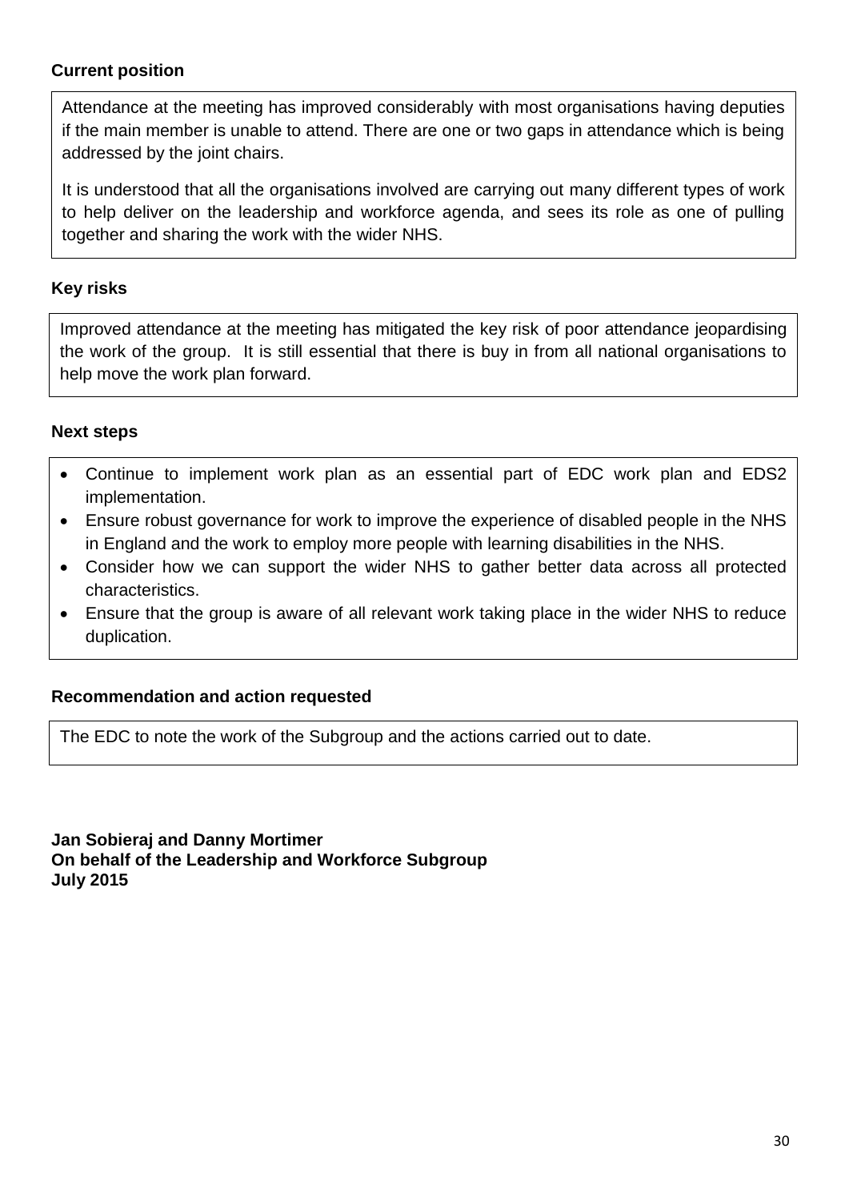**Current position**

Attendance at the meeting has improved considerably with most organisations having deputies if the main member is unable to attend. There are one or two gaps in attendance which is being addressed by the joint chairs.

It is understood that all the organisations involved are carrying out many different types of work to help deliver on the leadership and workforce agenda, and sees its role as one of pulling together and sharing the work with the wider NHS.

**Key risks**

Improved attendance at the meeting has mitigated the key risk of poor attendance jeopardising the work of the group. It is still essential that there is buy in from all national organisations to help move the work plan forward.

**Next steps**

- Continue to implement work plan as an essential part of EDC work plan and EDS2 implementation.
- Ensure robust governance for work to improve the experience of disabled people in the NHS in England and the work to employ more people with learning disabilities in the NHS.
- Consider how we can support the wider NHS to gather better data across all protected characteristics.
- Ensure that the group is aware of all relevant work taking place in the wider NHS to reduce duplication.

**Recommendation and action requested**

The EDC to note the work of the Subgroup and the actions carried out to date.

**Jan Sobieraj and Danny Mortimer**
**On behalf of the Leadership and Workforce Subgroup**
**July 2015**